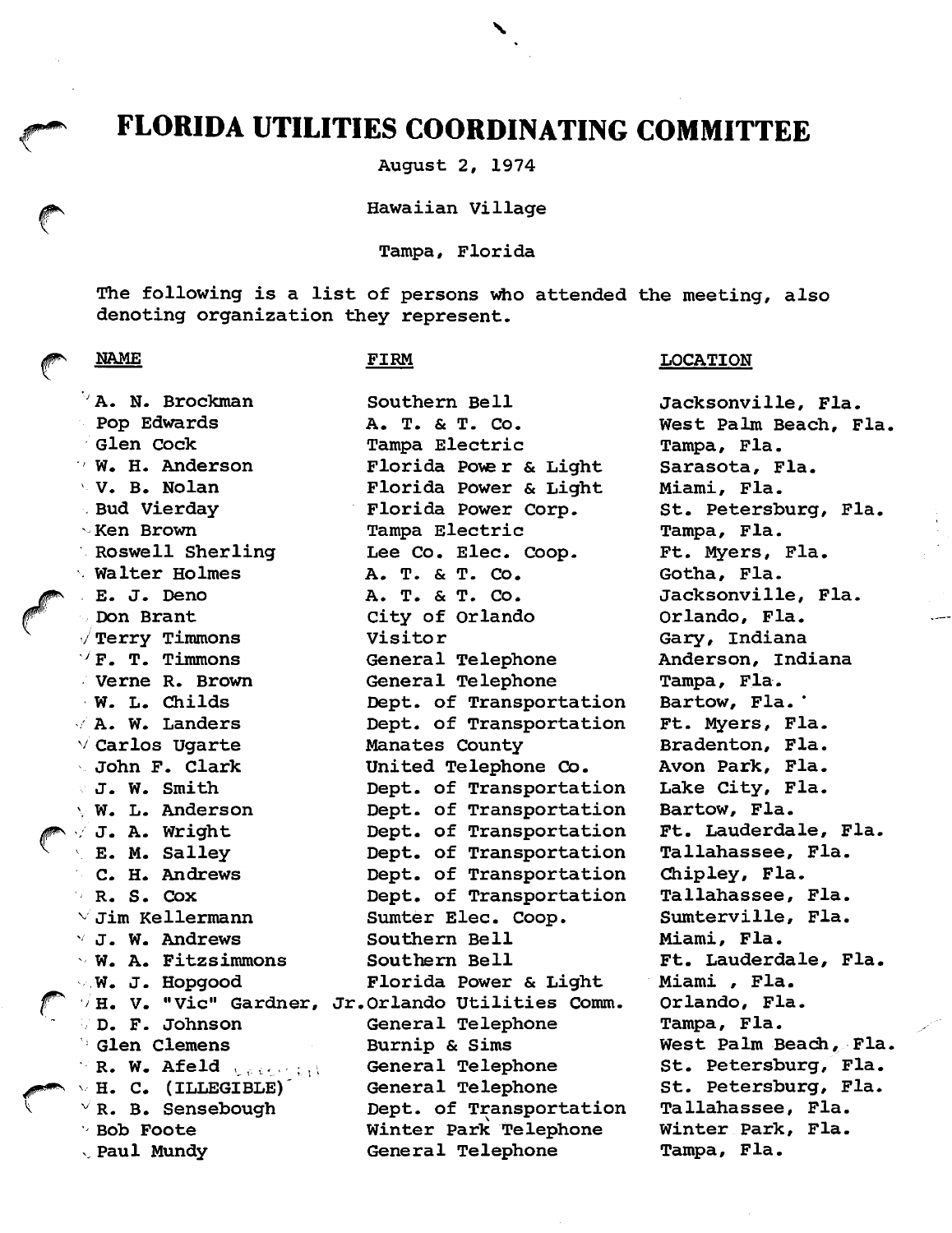# FLORIDA UTILITIES COORDINATING COMMITTEE

August 2, 1974

Hawaiian Village

Tampa, Florida

The following is a list of persons who attended the meeting, also denoting organization they represent.

| NAME | FIRM | LOCATION |
|---|---|---|
| A. N. Brockman | Southern Bell | Jacksonville, Fla. |
| Pop Edwards | A. T. & T. Co. | West Palm Beach, Fla. |
| Glen Cock | Tampa Electric | Tampa, Fla. |
| W. H. Anderson | Florida Power & Light | Sarasota, Fla. |
| V. B. Nolan | Florida Power & Light | Miami, Fla. |
| Bud Vierday | Florida Power Corp. | St. Petersburg, Fla. |
| Ken Brown | Tampa Electric | Tampa, Fla. |
| Roswell Sherling | Lee Co. Elec. Coop. | Ft. Myers, Fla. |
| Walter Holmes | A. T. & T. Co. | Gotha, Fla. |
| E. J. Deno | A. T. & T. Co. | Jacksonville, Fla. |
| Don Brant | City of Orlando | Orlando, Fla. |
| Terry Timmons | Visitor | Gary, Indiana |
| F. T. Timmons | General Telephone | Anderson, Indiana |
| Verne R. Brown | General Telephone | Tampa, Fla. |
| W. L. Childs | Dept. of Transportation | Bartow, Fla. |
| A. W. Landers | Dept. of Transportation | Ft. Myers, Fla. |
| Carlos Ugarte | Manates County | Bradenton, Fla. |
| John F. Clark | United Telephone Co. | Avon Park, Fla. |
| J. W. Smith | Dept. of Transportation | Lake City, Fla. |
| W. L. Anderson | Dept. of Transportation | Bartow, Fla. |
| J. A. Wright | Dept. of Transportation | Ft. Lauderdale, Fla. |
| E. M. Salley | Dept. of Transportation | Tallahassee, Fla. |
| C. H. Andrews | Dept. of Transportation | Chipley, Fla. |
| R. S. Cox | Dept. of Transportation | Tallahassee, Fla. |
| Jim Kellermann | Sumter Elec. Coop. | Sumterville, Fla. |
| J. W. Andrews | Southern Bell | Miami, Fla. |
| W. A. Fitzsimmons | Southern Bell | Ft. Lauderdale, Fla. |
| W. J. Hopgood | Florida Power & Light | Miami , Fla. |
| H. V. "Vic" Gardner, Jr. | Orlando Utilities Comm. | Orlando, Fla. |
| D. F. Johnson | General Telephone | Tampa, Fla. |
| Glen Clemens | Burnip & Sims | West Palm Beach, Fla. |
| R. W. Afeld | General Telephone | St. Petersburg, Fla. |
| H. C. (ILLEGIBLE) | General Telephone | St. Petersburg, Fla. |
| R. B. Sensebough | Dept. of Transportation | Tallahassee, Fla. |
| Bob Foote | Winter Park Telephone | Winter Park, Fla. |
| Paul Mundy | General Telephone | Tampa, Fla. |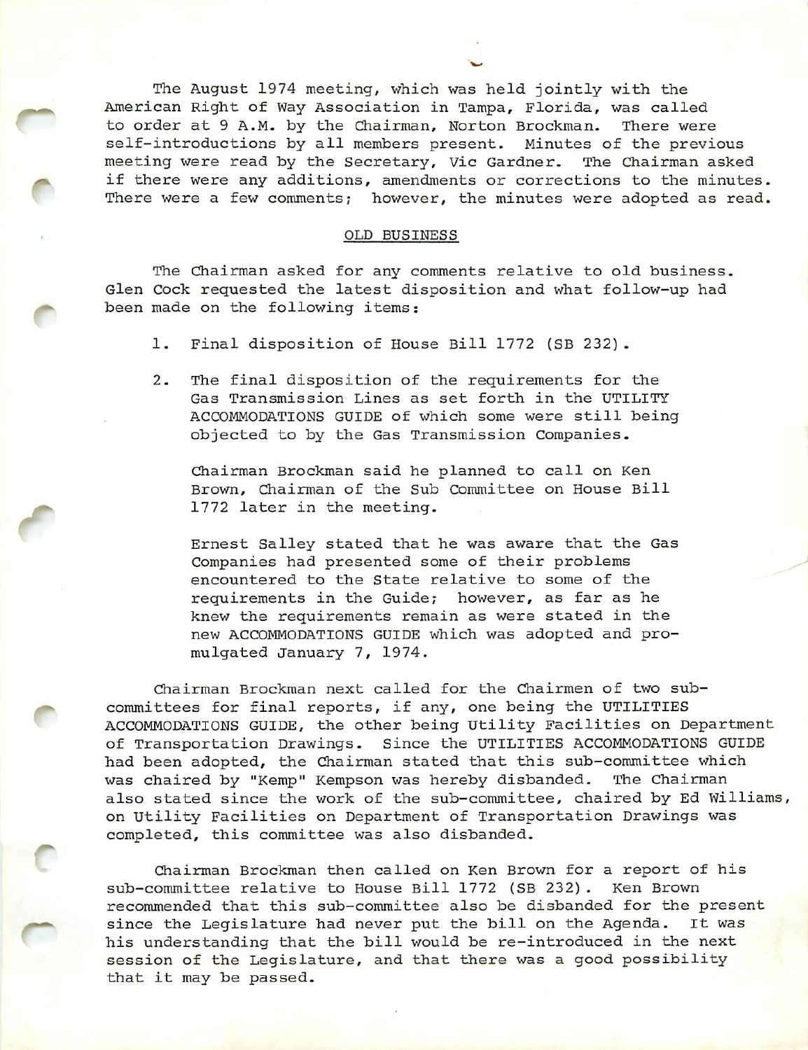The August 1974 meeting, which was held jointly with the American Right of Way Association in Tampa, Florida, was called to order at 9 A.M. by the Chairman, Norton Brockman. There were self-introductions by all members present. Minutes of the previous meeting were read by the Secretary, Vic Gardner. The Chairman asked if there were any additions, amendments or corrections to the minutes. There were a few comments; however, the minutes were adopted as read.

## OLD BUSINESS

The Chairman asked for any comments relative to old business. Glen Cock requested the latest disposition and what follow-up had been made on the following items:

1. Final disposition of House Bill 1772 (SB 232).

2. The final disposition of the requirements for the Gas Transmission Lines as set forth in the UTILITY ACCOMMODATIONS GUIDE of which some were still being objected to by the Gas Transmission Companies.

   Chairman Brockman said he planned to call on Ken Brown, Chairman of the Sub Committee on House Bill 1772 later in the meeting.

   Ernest Salley stated that he was aware that the Gas Companies had presented some of their problems encountered to the State relative to some of the requirements in the Guide; however, as far as he knew the requirements remain as were stated in the new ACCOMMODATIONS GUIDE which was adopted and promulgated January 7, 1974.

Chairman Brockman next called for the Chairmen of two sub-committees for final reports, if any, one being the UTILITIES ACCOMMODATIONS GUIDE, the other being Utility Facilities on Department of Transportation Drawings. Since the UTILITIES ACCOMMODATIONS GUIDE had been adopted, the Chairman stated that this sub-committee which was chaired by "Kemp" Kempson was hereby disbanded. The Chairman also stated since the work of the sub-committee, chaired by Ed Williams, on Utility Facilities on Department of Transportation Drawings was completed, this committee was also disbanded.

Chairman Brockman then called on Ken Brown for a report of his sub-committee relative to House Bill 1772 (SB 232). Ken Brown recommended that this sub-committee also be disbanded for the present since the Legislature had never put the bill on the Agenda. It was his understanding that the bill would be re-introduced in the next session of the Legislature, and that there was a good possibility that it may be passed.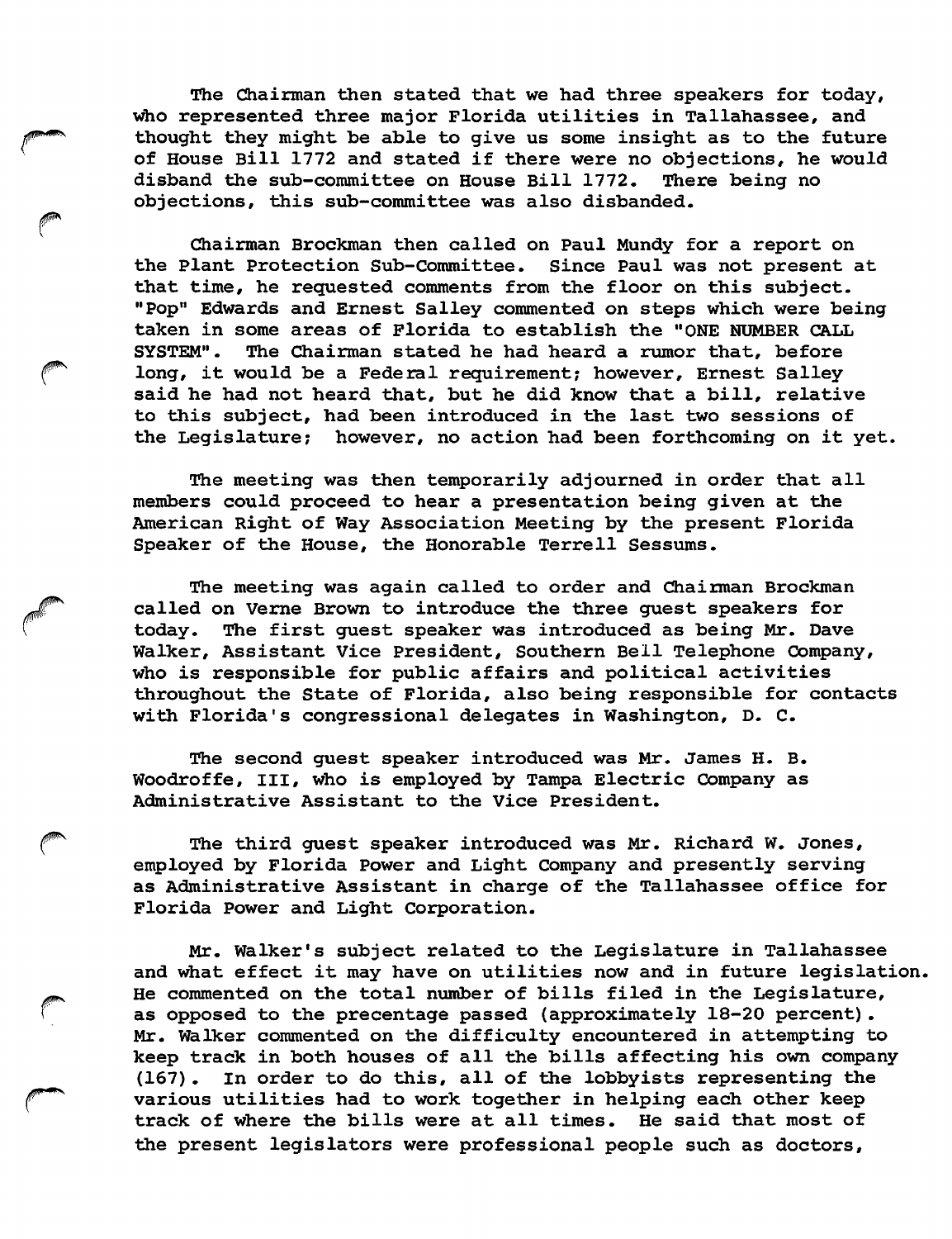The Chairman then stated that we had three speakers for today, who represented three major Florida utilities in Tallahassee, and thought they might be able to give us some insight as to the future of House Bill 1772 and stated if there were no objections, he would disband the sub-committee on House Bill 1772. There being no objections, this sub-committee was also disbanded.

Chairman Brockman then called on Paul Mundy for a report on the Plant Protection Sub-Committee. Since Paul was not present at that time, he requested comments from the floor on this subject. "Pop" Edwards and Ernest Salley commented on steps which were being taken in some areas of Florida to establish the "ONE NUMBER CALL SYSTEM". The Chairman stated he had heard a rumor that, before long, it would be a Federal requirement; however, Ernest Salley said he had not heard that, but he did know that a bill, relative to this subject, had been introduced in the last two sessions of the Legislature; however, no action had been forthcoming on it yet.

The meeting was then temporarily adjourned in order that all members could proceed to hear a presentation being given at the American Right of Way Association Meeting by the present Florida Speaker of the House, the Honorable Terrell Sessums.

The meeting was again called to order and Chairman Brockman called on Verne Brown to introduce the three guest speakers for today. The first guest speaker was introduced as being Mr. Dave Walker, Assistant Vice President, Southern Bell Telephone Company, who is responsible for public affairs and political activities throughout the State of Florida, also being responsible for contacts with Florida's congressional delegates in Washington, D. C.

The second guest speaker introduced was Mr. James H. B. Woodroffe, III, who is employed by Tampa Electric Company as Administrative Assistant to the Vice President.

The third guest speaker introduced was Mr. Richard W. Jones, employed by Florida Power and Light Company and presently serving as Administrative Assistant in charge of the Tallahassee office for Florida Power and Light Corporation.

Mr. Walker's subject related to the Legislature in Tallahassee and what effect it may have on utilities now and in future legislation. He commented on the total number of bills filed in the Legislature, as opposed to the precentage passed (approximately 18-20 percent). Mr. Walker commented on the difficulty encountered in attempting to keep track in both houses of all the bills affecting his own company (167). In order to do this, all of the lobbyists representing the various utilities had to work together in helping each other keep track of where the bills were at all times. He said that most of the present legislators were professional people such as doctors,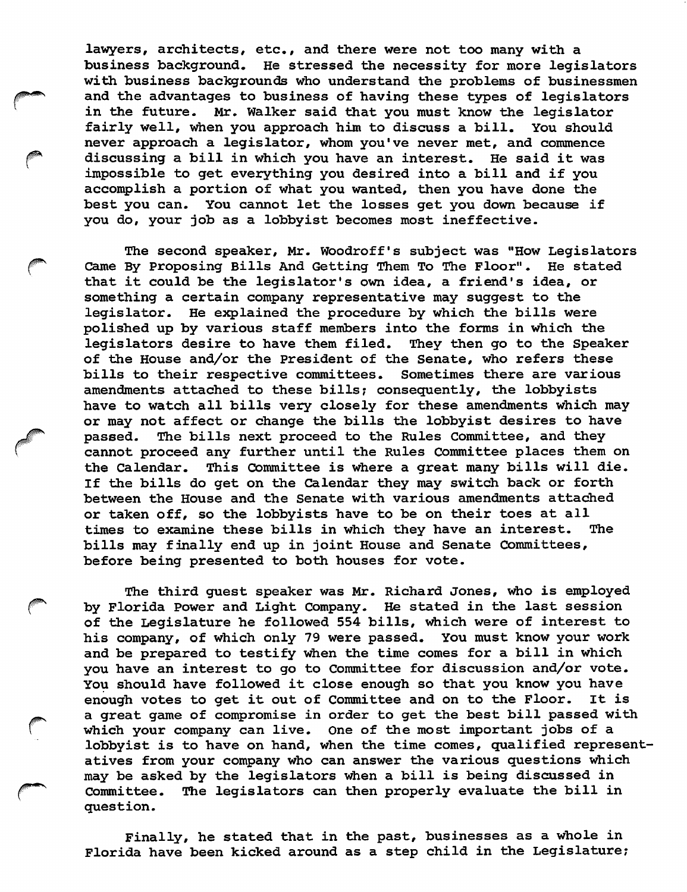lawyers, architects, etc., and there were not too many with a business background. He stressed the necessity for more legislators with business backgrounds who understand the problems of businessmen and the advantages to business of having these types of legislators in the future. Mr. Walker said that you must know the legislator fairly well, when you approach him to discuss a bill. You should never approach a legislator, whom you've never met, and commence discussing a bill in which you have an interest. He said it was impossible to get everything you desired into a bill and if you accomplish a portion of what you wanted, then you have done the best you can. You cannot let the losses get you down because if you do, your job as a lobbyist becomes most ineffective.

The second speaker, Mr. Woodroff's subject was "How Legislators Came By Proposing Bills And Getting Them To The Floor". He stated that it could be the legislator's own idea, a friend's idea, or something a certain company representative may suggest to the legislator. He explained the procedure by which the bills were polished up by various staff members into the forms in which the legislators desire to have them filed. They then go to the Speaker of the House and/or the President of the Senate, who refers these bills to their respective committees. Sometimes there are various amendments attached to these bills; consequently, the lobbyists have to watch all bills very closely for these amendments which may or may not affect or change the bills the lobbyist desires to have passed. The bills next proceed to the Rules Committee, and they cannot proceed any further until the Rules Committee places them on the Calendar. This Committee is where a great many bills will die. If the bills do get on the Calendar they may switch back or forth between the House and the Senate with various amendments attached or taken off, so the lobbyists have to be on their toes at all times to examine these bills in which they have an interest. The bills may finally end up in joint House and Senate Committees, before being presented to both houses for vote.

The third guest speaker was Mr. Richard Jones, who is employed by Florida Power and Light Company. He stated in the last session of the Legislature he followed 554 bills, which were of interest to his company, of which only 79 were passed. You must know your work and be prepared to testify when the time comes for a bill in which you have an interest to go to Committee for discussion and/or vote. You should have followed it close enough so that you know you have enough votes to get it out of Committee and on to the Floor. It is a great game of compromise in order to get the best bill passed with which your company can live. One of the most important jobs of a lobbyist is to have on hand, when the time comes, qualified representatives from your company who can answer the various questions which may be asked by the legislators when a bill is being discussed in Committee. The legislators can then properly evaluate the bill in question.

Finally, he stated that in the past, businesses as a whole in Florida have been kicked around as a step child in the Legislature;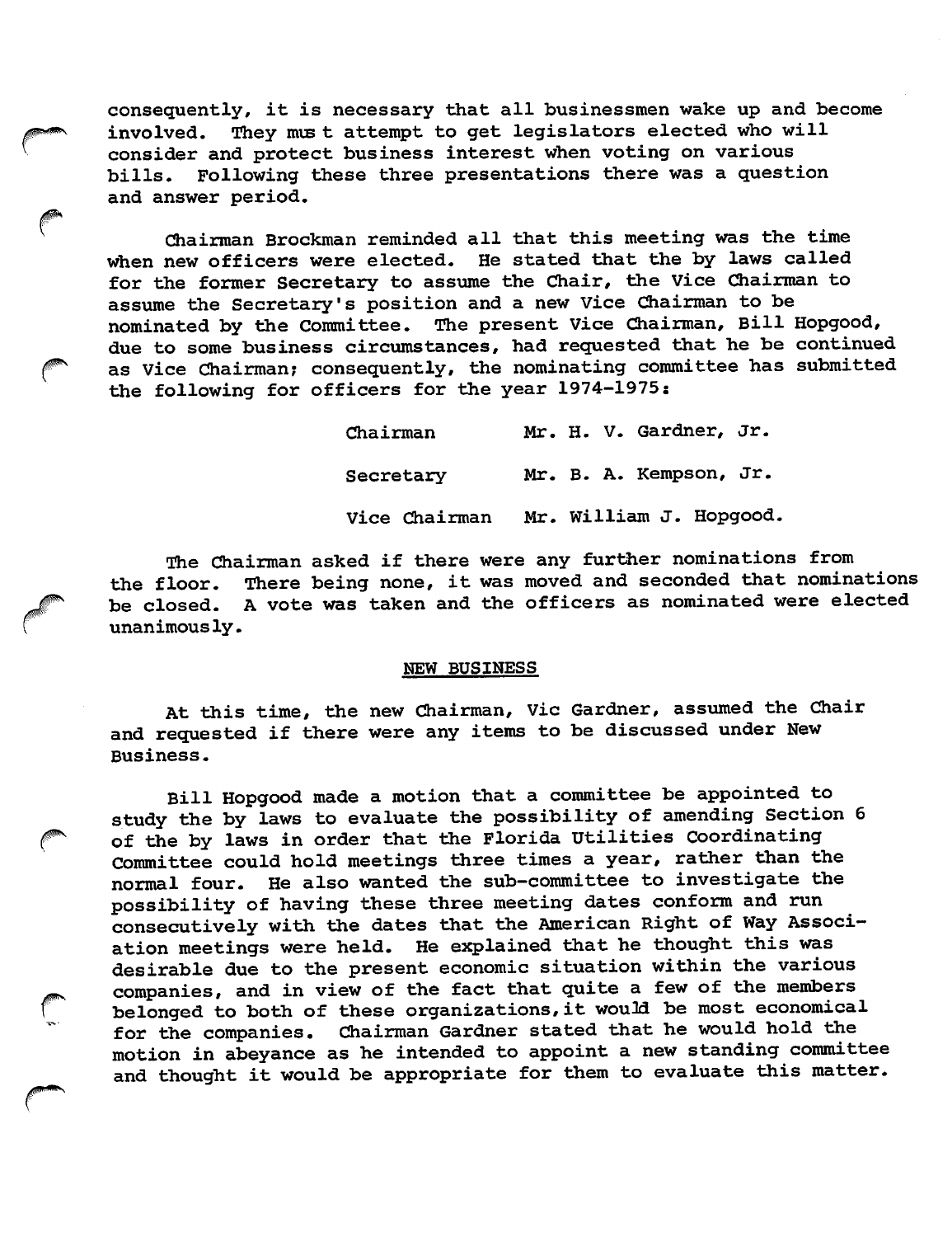consequently, it is necessary that all businessmen wake up and become involved. They mus t attempt to get legislators elected who will consider and protect business interest when voting on various bills. Following these three presentations there was a question and answer period.

Chairman Brockman reminded all that this meeting was the time when new officers were elected. He stated that the by laws called for the former Secretary to assume the Chair, the Vice Chairman to assume the Secretary's position and a new Vice Chairman to be nominated by the Committee. The present Vice Chairman, Bill Hopgood, due to some business circumstances, had requested that he be continued as Vice Chairman; consequently, the nominating committee has submitted the following for officers for the year 1974-1975:

| | |
|---|---|
| Chairman | Mr. H. V. Gardner, Jr. |
| Secretary | Mr. B. A. Kempson, Jr. |
| Vice Chairman | Mr. William J. Hopgood. |

The Chairman asked if there were any further nominations from the floor. There being none, it was moved and seconded that nominations be closed. A vote was taken and the officers as nominated were elected unanimously.

## NEW BUSINESS

At this time, the new Chairman, Vic Gardner, assumed the Chair and requested if there were any items to be discussed under New Business.

Bill Hopgood made a motion that a committee be appointed to study the by laws to evaluate the possibility of amending Section 6 of the by laws in order that the Florida Utilities Coordinating Committee could hold meetings three times a year, rather than the normal four. He also wanted the sub-committee to investigate the possibility of having these three meeting dates conform and run consecutively with the dates that the American Right of Way Association meetings were held. He explained that he thought this was desirable due to the present economic situation within the various companies, and in view of the fact that quite a few of the members belonged to both of these organizations,it would be most economical for the companies. Chairman Gardner stated that he would hold the motion in abeyance as he intended to appoint a new standing committee and thought it would be appropriate for them to evaluate this matter.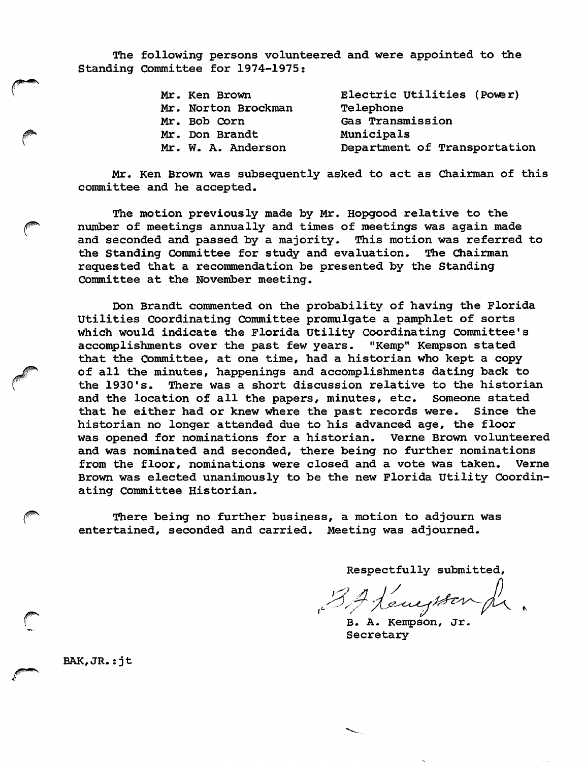The following persons volunteered and were appointed to the Standing Committee for 1974-1975:

| | |
|---|---|
| Mr. Ken Brown | Electric Utilities (Power) |
| Mr. Norton Brockman | Telephone |
| Mr. Bob Corn | Gas Transmission |
| Mr. Don Brandt | Municipals |
| Mr. W. A. Anderson | Department of Transportation |

Mr. Ken Brown was subsequently asked to act as Chairman of this committee and he accepted.

The motion previously made by Mr. Hopgood relative to the number of meetings annually and times of meetings was again made and seconded and passed by a majority. This motion was referred to the Standing Committee for study and evaluation. The Chairman requested that a recommendation be presented by the Standing Committee at the November meeting.

Don Brandt commented on the probability of having the Florida Utilities Coordinating Committee promulgate a pamphlet of sorts which would indicate the Florida Utility Coordinating Committee's accomplishments over the past few years. "Kemp" Kempson stated that the Committee, at one time, had a historian who kept a copy of all the minutes, happenings and accomplishments dating back to the 1930's. There was a short discussion relative to the historian and the location of all the papers, minutes, etc. Someone stated that he either had or knew where the past records were. Since the historian no longer attended due to his advanced age, the floor was opened for nominations for a historian. Verne Brown volunteered and was nominated and seconded, there being no further nominations from the floor, nominations were closed and a vote was taken. Verne Brown was elected unanimously to be the new Florida Utility Coordinating Committee Historian.

There being no further business, a motion to adjourn was entertained, seconded and carried. Meeting was adjourned.

Respectfully submitted,

B. A. Kempson, Jr.
Secretary

BAK,JR.:jt